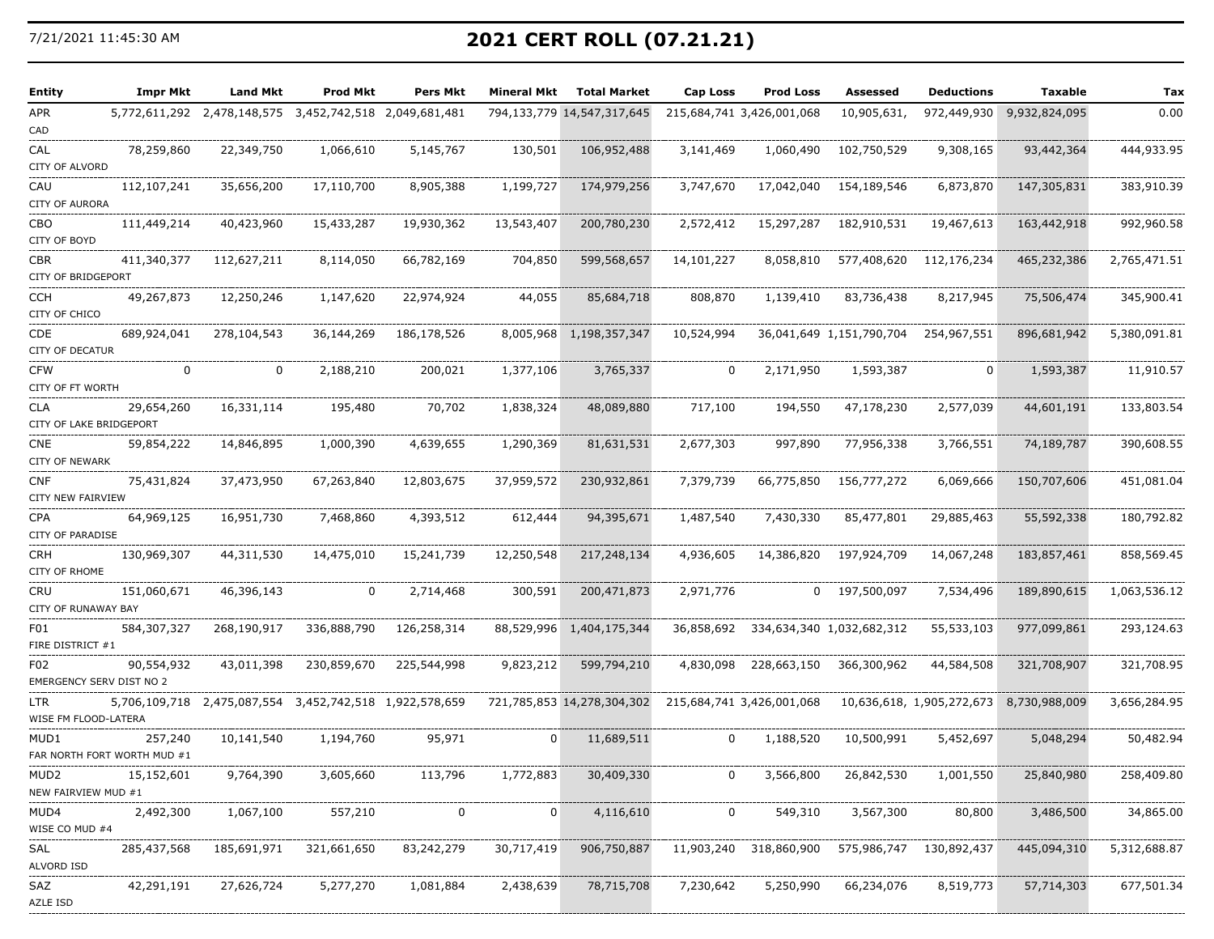7/21/2021 11:45:30 AM

# 2021 CERT ROLL (07.21.21)

| Entity | Impr Mkt | Land Mkt | Prod Mkt | Pers Mkt | Mineral Mkt | Total Market | Cap Loss | Prod Loss | Assessed | Deductions | Taxable | Tax |
|---|---|---|---|---|---|---|---|---|---|---|---|---|
| APR<br>CAD | 5,772,611,292 | 2,478,148,575 | 3,452,742,518 | 2,049,681,481 | 794,133,779 | 14,547,317,645 | 215,684,741 | 3,426,001,068 | 10,905,631, | 972,449,930 | 9,932,824,095 | 0.00 |
| CAL<br>CITY OF ALVORD | 78,259,860 | 22,349,750 | 1,066,610 | 5,145,767 | 130,501 | 106,952,488 | 3,141,469 | 1,060,490 | 102,750,529 | 9,308,165 | 93,442,364 | 444,933.95 |
| CAU<br>CITY OF AURORA | 112,107,241 | 35,656,200 | 17,110,700 | 8,905,388 | 1,199,727 | 174,979,256 | 3,747,670 | 17,042,040 | 154,189,546 | 6,873,870 | 147,305,831 | 383,910.39 |
| CBO<br>CITY OF BOYD | 111,449,214 | 40,423,960 | 15,433,287 | 19,930,362 | 13,543,407 | 200,780,230 | 2,572,412 | 15,297,287 | 182,910,531 | 19,467,613 | 163,442,918 | 992,960.58 |
| CBR<br>CITY OF BRIDGEPORT | 411,340,377 | 112,627,211 | 8,114,050 | 66,782,169 | 704,850 | 599,568,657 | 14,101,227 | 8,058,810 | 577,408,620 | 112,176,234 | 465,232,386 | 2,765,471.51 |
| CCH<br>CITY OF CHICO | 49,267,873 | 12,250,246 | 1,147,620 | 22,974,924 | 44,055 | 85,684,718 | 808,870 | 1,139,410 | 83,736,438 | 8,217,945 | 75,506,474 | 345,900.41 |
| CDE<br>CITY OF DECATUR | 689,924,041 | 278,104,543 | 36,144,269 | 186,178,526 | 8,005,968 | 1,198,357,347 | 10,524,994 | 36,041,649 | 1,151,790,704 | 254,967,551 | 896,681,942 | 5,380,091.81 |
| CFW<br>CITY OF FT WORTH | 0 | 0 | 2,188,210 | 200,021 | 1,377,106 | 3,765,337 | 0 | 2,171,950 | 1,593,387 | 0 | 1,593,387 | 11,910.57 |
| CLA<br>CITY OF LAKE BRIDGEPORT | 29,654,260 | 16,331,114 | 195,480 | 70,702 | 1,838,324 | 48,089,880 | 717,100 | 194,550 | 47,178,230 | 2,577,039 | 44,601,191 | 133,803.54 |
| CNE<br>CITY OF NEWARK | 59,854,222 | 14,846,895 | 1,000,390 | 4,639,655 | 1,290,369 | 81,631,531 | 2,677,303 | 997,890 | 77,956,338 | 3,766,551 | 74,189,787 | 390,608.55 |
| CNF<br>CITY NEW FAIRVIEW | 75,431,824 | 37,473,950 | 67,263,840 | 12,803,675 | 37,959,572 | 230,932,861 | 7,379,739 | 66,775,850 | 156,777,272 | 6,069,666 | 150,707,606 | 451,081.04 |
| CPA<br>CITY OF PARADISE | 64,969,125 | 16,951,730 | 7,468,860 | 4,393,512 | 612,444 | 94,395,671 | 1,487,540 | 7,430,330 | 85,477,801 | 29,885,463 | 55,592,338 | 180,792.82 |
| CRH<br>CITY OF RHOME | 130,969,307 | 44,311,530 | 14,475,010 | 15,241,739 | 12,250,548 | 217,248,134 | 4,936,605 | 14,386,820 | 197,924,709 | 14,067,248 | 183,857,461 | 858,569.45 |
| CRU<br>CITY OF RUNAWAY BAY | 151,060,671 | 46,396,143 | 0 | 2,714,468 | 300,591 | 200,471,873 | 2,971,776 | 0 | 197,500,097 | 7,534,496 | 189,890,615 | 1,063,536.12 |
| F01<br>FIRE DISTRICT #1 | 584,307,327 | 268,190,917 | 336,888,790 | 126,258,314 | 88,529,996 | 1,404,175,344 | 36,858,692 | 334,634,340 | 1,032,682,312 | 55,533,103 | 977,099,861 | 293,124.63 |
| F02<br>EMERGENCY SERV DIST NO 2 | 90,554,932 | 43,011,398 | 230,859,670 | 225,544,998 | 9,823,212 | 599,794,210 | 4,830,098 | 228,663,150 | 366,300,962 | 44,584,508 | 321,708,907 | 321,708.95 |
| LTR<br>WISE FM FLOOD-LATERA | 5,706,109,718 | 2,475,087,554 | 3,452,742,518 | 1,922,578,659 | 721,785,853 | 14,278,304,302 | 215,684,741 | 3,426,001,068 | 10,636,618, | 1,905,272,673 | 8,730,988,009 | 3,656,284.95 |
| MUD1<br>FAR NORTH FORT WORTH MUD #1 | 257,240 | 10,141,540 | 1,194,760 | 95,971 | 0 | 11,689,511 | 0 | 1,188,520 | 10,500,991 | 5,452,697 | 5,048,294 | 50,482.94 |
| MUD2<br>NEW FAIRVIEW MUD #1 | 15,152,601 | 9,764,390 | 3,605,660 | 113,796 | 1,772,883 | 30,409,330 | 0 | 3,566,800 | 26,842,530 | 1,001,550 | 25,840,980 | 258,409.80 |
| MUD4<br>WISE CO MUD #4 | 2,492,300 | 1,067,100 | 557,210 | 0 | 0 | 4,116,610 | 0 | 549,310 | 3,567,300 | 80,800 | 3,486,500 | 34,865.00 |
| SAL<br>ALVORD ISD | 285,437,568 | 185,691,971 | 321,661,650 | 83,242,279 | 30,717,419 | 906,750,887 | 11,903,240 | 318,860,900 | 575,986,747 | 130,892,437 | 445,094,310 | 5,312,688.87 |
| SAZ<br>AZLE ISD | 42,291,191 | 27,626,724 | 5,277,270 | 1,081,884 | 2,438,639 | 78,715,708 | 7,230,642 | 5,250,990 | 66,234,076 | 8,519,773 | 57,714,303 | 677,501.34 |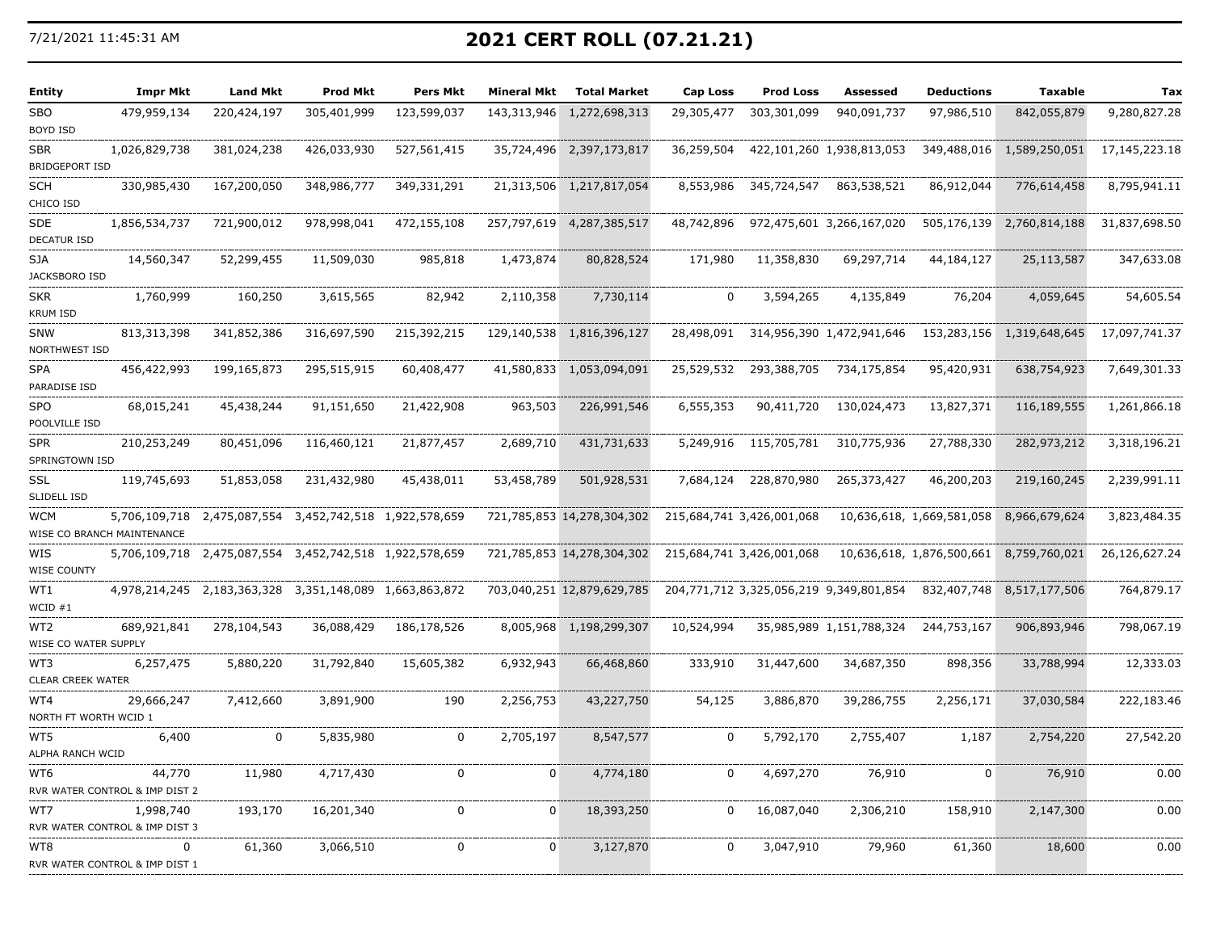7/21/2021 11:45:31 AM

# 2021 CERT ROLL (07.21.21)

| Entity | Impr Mkt | Land Mkt | Prod Mkt | Pers Mkt | Mineral Mkt | Total Market | Cap Loss | Prod Loss | Assessed | Deductions | Taxable | Tax |
|---|---|---|---|---|---|---|---|---|---|---|---|---|
| SBO BOYD ISD | 479,959,134 | 220,424,197 | 305,401,999 | 123,599,037 | 143,313,946 | 1,272,698,313 | 29,305,477 | 303,301,099 | 940,091,737 | 97,986,510 | 842,055,879 | 9,280,827.28 |
| SBR BRIDGEPORT ISD | 1,026,829,738 | 381,024,238 | 426,033,930 | 527,561,415 | 35,724,496 | 2,397,173,817 | 36,259,504 | 422,101,260 | 1,938,813,053 | 349,488,016 | 1,589,250,051 | 17,145,223.18 |
| SCH CHICO ISD | 330,985,430 | 167,200,050 | 348,986,777 | 349,331,291 | 21,313,506 | 1,217,817,054 | 8,553,986 | 345,724,547 | 863,538,521 | 86,912,044 | 776,614,458 | 8,795,941.11 |
| SDE DECATUR ISD | 1,856,534,737 | 721,900,012 | 978,998,041 | 472,155,108 | 257,797,619 | 4,287,385,517 | 48,742,896 | 972,475,601 | 3,266,167,020 | 505,176,139 | 2,760,814,188 | 31,837,698.50 |
| SJA JACKSBORO ISD | 14,560,347 | 52,299,455 | 11,509,030 | 985,818 | 1,473,874 | 80,828,524 | 171,980 | 11,358,830 | 69,297,714 | 44,184,127 | 25,113,587 | 347,633.08 |
| SKR KRUM ISD | 1,760,999 | 160,250 | 3,615,565 | 82,942 | 2,110,358 | 7,730,114 | 0 | 3,594,265 | 4,135,849 | 76,204 | 4,059,645 | 54,605.54 |
| SNW NORTHWEST ISD | 813,313,398 | 341,852,386 | 316,697,590 | 215,392,215 | 129,140,538 | 1,816,396,127 | 28,498,091 | 314,956,390 | 1,472,941,646 | 153,283,156 | 1,319,648,645 | 17,097,741.37 |
| SPA PARADISE ISD | 456,422,993 | 199,165,873 | 295,515,915 | 60,408,477 | 41,580,833 | 1,053,094,091 | 25,529,532 | 293,388,705 | 734,175,854 | 95,420,931 | 638,754,923 | 7,649,301.33 |
| SPO POOLVILLE ISD | 68,015,241 | 45,438,244 | 91,151,650 | 21,422,908 | 963,503 | 226,991,546 | 6,555,353 | 90,411,720 | 130,024,473 | 13,827,371 | 116,189,555 | 1,261,866.18 |
| SPR SPRINGTOWN ISD | 210,253,249 | 80,451,096 | 116,460,121 | 21,877,457 | 2,689,710 | 431,731,633 | 5,249,916 | 115,705,781 | 310,775,936 | 27,788,330 | 282,973,212 | 3,318,196.21 |
| SSL SLIDELL ISD | 119,745,693 | 51,853,058 | 231,432,980 | 45,438,011 | 53,458,789 | 501,928,531 | 7,684,124 | 228,870,980 | 265,373,427 | 46,200,203 | 219,160,245 | 2,239,991.11 |
| WCM WISE CO BRANCH MAINTENANCE | 5,706,109,718 | 2,475,087,554 | 3,452,742,518 | 1,922,578,659 | 721,785,853 | 14,278,304,302 | 215,684,741 | 3,426,001,068 | 10,636,618, | 1,669,581,058 | 8,966,679,624 | 3,823,484.35 |
| WIS WISE COUNTY | 5,706,109,718 | 2,475,087,554 | 3,452,742,518 | 1,922,578,659 | 721,785,853 | 14,278,304,302 | 215,684,741 | 3,426,001,068 | 10,636,618, | 1,876,500,661 | 8,759,760,021 | 26,126,627.24 |
| WT1 WCID #1 | 4,978,214,245 | 2,183,363,328 | 3,351,148,089 | 1,663,863,872 | 703,040,251 | 12,879,629,785 | 204,771,712 | 3,325,056,219 | 9,349,801,854 | 832,407,748 | 8,517,177,506 | 764,879.17 |
| WT2 WISE CO WATER SUPPLY | 689,921,841 | 278,104,543 | 36,088,429 | 186,178,526 | 8,005,968 | 1,198,299,307 | 10,524,994 | 35,985,989 | 1,151,788,324 | 244,753,167 | 906,893,946 | 798,067.19 |
| WT3 CLEAR CREEK WATER | 6,257,475 | 5,880,220 | 31,792,840 | 15,605,382 | 6,932,943 | 66,468,860 | 333,910 | 31,447,600 | 34,687,350 | 898,356 | 33,788,994 | 12,333.03 |
| WT4 NORTH FT WORTH WCID 1 | 29,666,247 | 7,412,660 | 3,891,900 | 190 | 2,256,753 | 43,227,750 | 54,125 | 3,886,870 | 39,286,755 | 2,256,171 | 37,030,584 | 222,183.46 |
| WT5 ALPHA RANCH WCID | 6,400 | 0 | 5,835,980 | 0 | 2,705,197 | 8,547,577 | 0 | 5,792,170 | 2,755,407 | 1,187 | 2,754,220 | 27,542.20 |
| WT6 RVR WATER CONTROL & IMP DIST 2 | 44,770 | 11,980 | 4,717,430 | 0 | 0 | 4,774,180 | 0 | 4,697,270 | 76,910 | 0 | 76,910 | 0.00 |
| WT7 RVR WATER CONTROL & IMP DIST 3 | 1,998,740 | 193,170 | 16,201,340 | 0 | 0 | 18,393,250 | 0 | 16,087,040 | 2,306,210 | 158,910 | 2,147,300 | 0.00 |
| WT8 RVR WATER CONTROL & IMP DIST 1 | 0 | 61,360 | 3,066,510 | 0 | 0 | 3,127,870 | 0 | 3,047,910 | 79,960 | 61,360 | 18,600 | 0.00 |